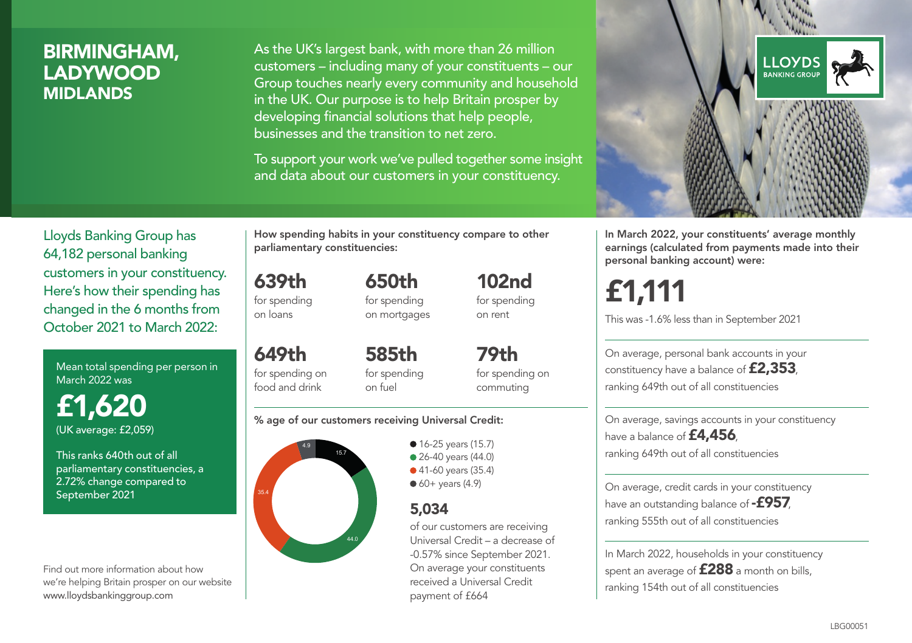# BIRMINGHAM, LADYWOOD
## MIDLANDS

As the UK's largest bank, with more than 26 million customers – including many of your constituents – our Group touches nearly every community and household in the UK. Our purpose is to help Britain prosper by developing financial solutions that help people, businesses and the transition to net zero.

To support your work we've pulled together some insight and data about our customers in your constituency.

LLOYDS BANKING GROUP

Lloyds Banking Group has 64,182 personal banking customers in your constituency. Here's how their spending has changed in the 6 months from October 2021 to March 2022:

Mean total spending per person in March 2022 was

**£1,620**
(UK average: £2,059)

This ranks 640th out of all parliamentary constituencies, a 2.72% change compared to September 2021

Find out more information about how we're helping Britain prosper on our website www.lloydsbankinggroup.com

How spending habits in your constituency compare to other parliamentary constituencies:

**639th** for spending on loans

**650th** for spending on mortgages

**102nd** for spending on rent

**649th** for spending on food and drink

**585th** for spending on fuel

**79th** for spending on commuting

% age of our customers receiving Universal Credit:

- 16-25 years (15.7)
- 26-40 years (44.0)
- 41-60 years (35.4)
- 60+ years (4.9)

**5,034**
of our customers are receiving Universal Credit – a decrease of -0.57% since September 2021. On average your constituents received a Universal Credit payment of £664

In March 2022, your constituents' average monthly earnings (calculated from payments made into their personal banking account) were:

**£1,111**

This was -1.6% less than in September 2021

On average, personal bank accounts in your constituency have a balance of **£2,353**, ranking 649th out of all constituencies

On average, savings accounts in your constituency have a balance of **£4,456**, ranking 649th out of all constituencies

On average, credit cards in your constituency have an outstanding balance of **-£957**, ranking 555th out of all constituencies

In March 2022, households in your constituency spent an average of **£288** a month on bills, ranking 154th out of all constituencies

LBG00051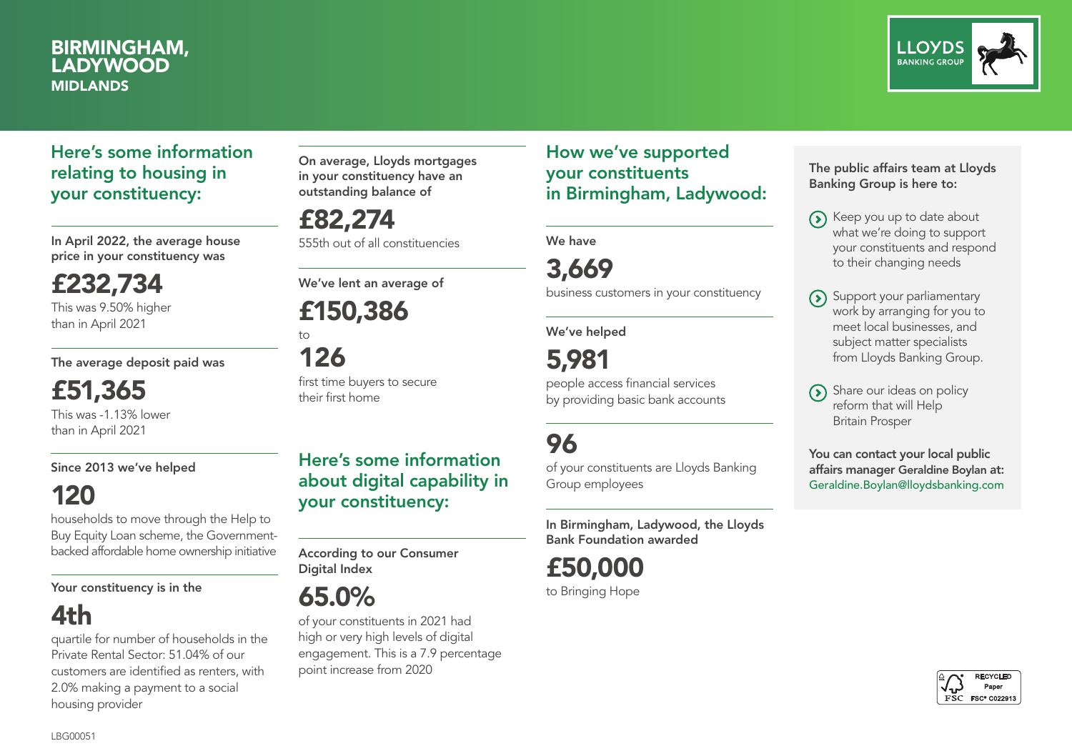# BIRMINGHAM, LADYWOOD

**MIDLANDS**

LLOYDS BANKING GROUP

## Here's some information relating to housing in your constituency:

**In April 2022, the average house price in your constituency was**

**£232,734**

This was 9.50% higher than in April 2021

**The average deposit paid was**

**£51,365**

This was -1.13% lower than in April 2021

**Since 2013 we've helped**

**120**

households to move through the Help to Buy Equity Loan scheme, the Government-backed affordable home ownership initiative

**Your constituency is in the**

**4th**

quartile for number of households in the Private Rental Sector: 51.04% of our customers are identified as renters, with 2.0% making a payment to a social housing provider

**On average, Lloyds mortgages in your constituency have an outstanding balance of**

**£82,274**

555th out of all constituencies

**We've lent an average of**

**£150,386**

to

**126**

first time buyers to secure their first home

## Here's some information about digital capability in your constituency:

**According to our Consumer Digital Index**

**65.0%**

of your constituents in 2021 had high or very high levels of digital engagement. This is a 7.9 percentage point increase from 2020

## How we've supported your constituents in Birmingham, Ladywood:

**We have**

**3,669**

business customers in your constituency

**We've helped**

**5,981**

people access financial services by providing basic bank accounts

**96**

of your constituents are Lloyds Banking Group employees

**In Birmingham, Ladywood, the Lloyds Bank Foundation awarded**

**£50,000**

to Bringing Hope

**The public affairs team at Lloyds Banking Group is here to:**

- Keep you up to date about what we're doing to support your constituents and respond to their changing needs
- Support your parliamentary work by arranging for you to meet local businesses, and subject matter specialists from Lloyds Banking Group.
- Share our ideas on policy reform that will Help Britain Prosper

**You can contact your local public affairs manager Geraldine Boylan at:**
Geraldine.Boylan@lloydsbanking.com

RECYCLED Paper FSC® C022913

LBG00051